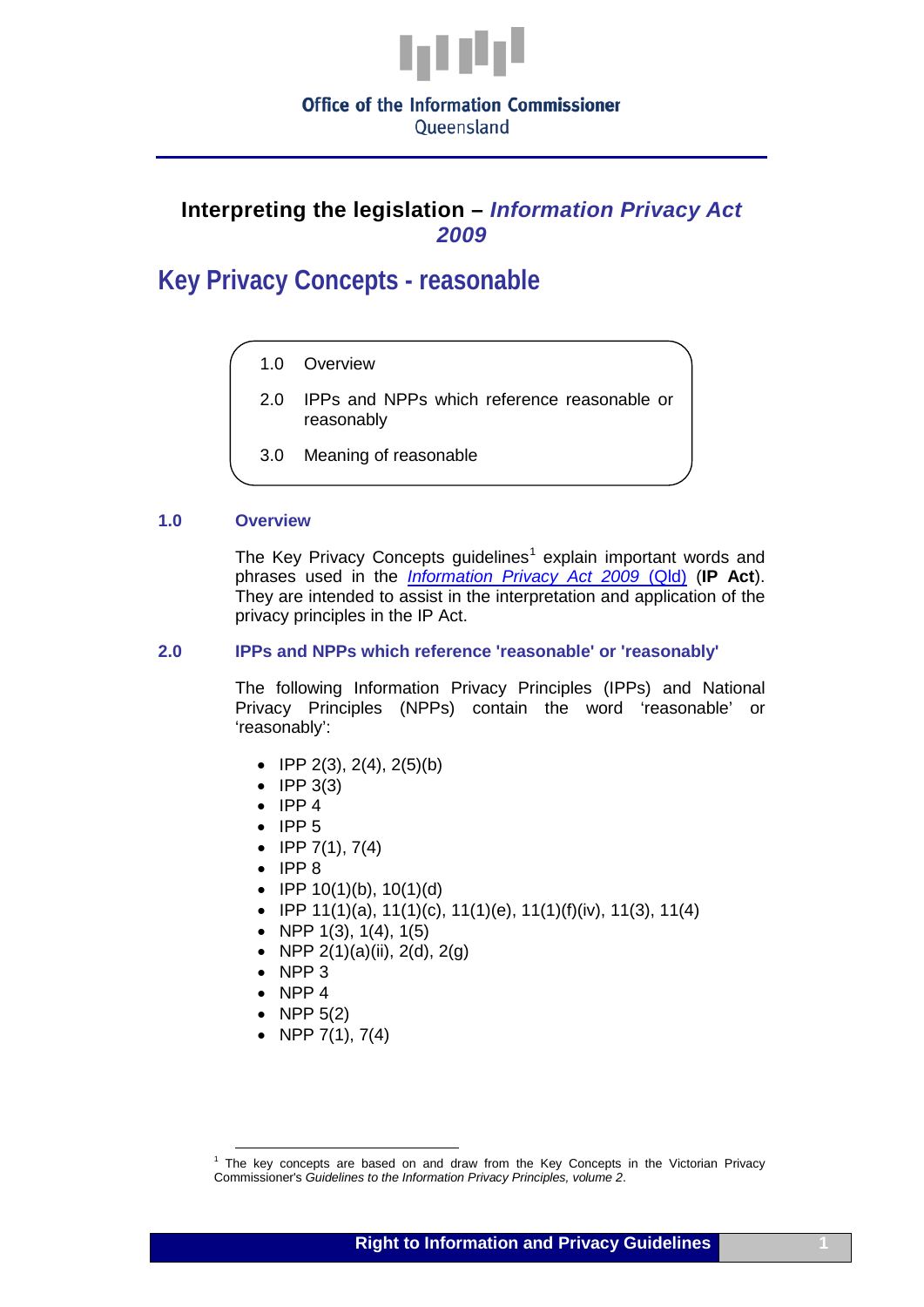Office of the Information Commissioner
Queensland

## Interpreting the legislation – *Information Privacy Act 2009*

# Key Privacy Concepts - reasonable

1.0 Overview

2.0 IPPs and NPPs which reference reasonable or reasonably

3.0 Meaning of reasonable

## 1.0 Overview

The Key Privacy Concepts guidelines[1] explain important words and phrases used in the *Information Privacy Act 2009* (Qld) (**IP Act**). They are intended to assist in the interpretation and application of the privacy principles in the IP Act.

## 2.0 IPPs and NPPs which reference 'reasonable' or 'reasonably'

The following Information Privacy Principles (IPPs) and National Privacy Principles (NPPs) contain the word 'reasonable' or 'reasonably':

- IPP 2(3), 2(4), 2(5)(b)
- IPP 3(3)
- IPP 4
- IPP 5
- IPP 7(1), 7(4)
- IPP 8
- IPP 10(1)(b), 10(1)(d)
- IPP 11(1)(a), 11(1)(c), 11(1)(e), 11(1)(f)(iv), 11(3), 11(4)
- NPP 1(3), 1(4), 1(5)
- NPP 2(1)(a)(ii), 2(d), 2(g)
- NPP 3
- NPP 4
- NPP 5(2)
- NPP 7(1), 7(4)

[1] The key concepts are based on and draw from the Key Concepts in the Victorian Privacy Commissioner's *Guidelines to the Information Privacy Principles, volume 2*.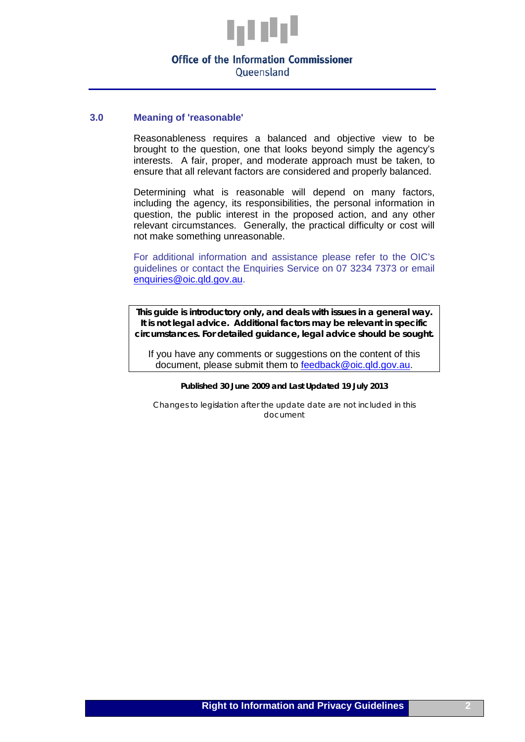## 3.0 Meaning of 'reasonable'

Reasonableness requires a balanced and objective view to be brought to the question, one that looks beyond simply the agency's interests. A fair, proper, and moderate approach must be taken, to ensure that all relevant factors are considered and properly balanced.

Determining what is reasonable will depend on many factors, including the agency, its responsibilities, the personal information in question, the public interest in the proposed action, and any other relevant circumstances. Generally, the practical difficulty or cost will not make something unreasonable.

For additional information and assistance please refer to the OIC's guidelines or contact the Enquiries Service on 07 3234 7373 or email enquiries@oic.qld.gov.au.

**This guide is introductory only, and deals with issues in a general way. It is not legal advice. Additional factors may be relevant in specific circumstances. For detailed guidance, legal advice should be sought.**

If you have any comments or suggestions on the content of this document, please submit them to feedback@oic.qld.gov.au.

**Published 30 June 2009 and Last Updated 19 July 2013**

Changes to legislation after the update date are not included in this document